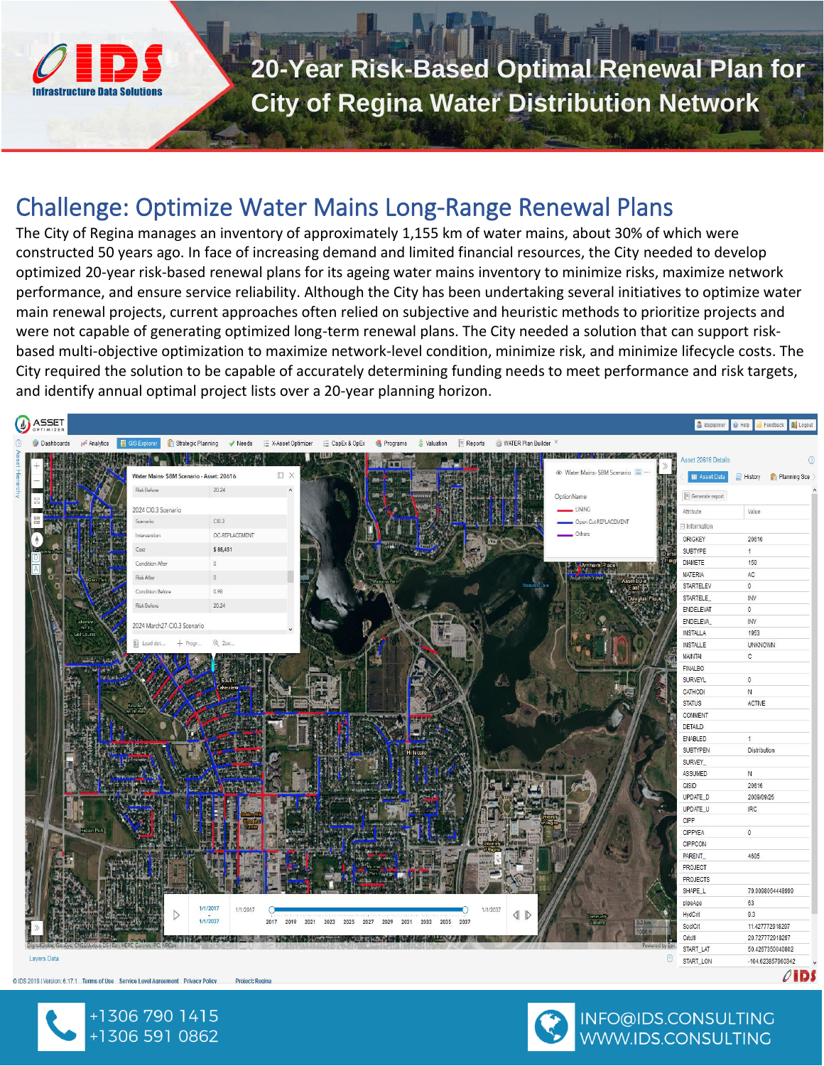# 20-Year Risk-Based Optimal Renewal Plan for City of Regina Water Distribution Network

## Challenge: Optimize Water Mains Long-Range Renewal Plans

The City of Regina manages an inventory of approximately 1,155 km of water mains, about 30% of which were constructed 50 years ago. In face of increasing demand and limited financial resources, the City needed to develop optimized 20-year risk-based renewal plans for its ageing water mains inventory to minimize risks, maximize network performance, and ensure service reliability. Although the City has been undertaking several initiatives to optimize water main renewal projects, current approaches often relied on subjective and heuristic methods to prioritize projects and were not capable of generating optimized long-term renewal plans. The City needed a solution that can support risk-based multi-objective optimization to maximize network-level condition, minimize risk, and minimize lifecycle costs. The City required the solution to be capable of accurately determining funding needs to meet performance and risk targets, and identify annual optimal project lists over a 20-year planning horizon.

+1306 790 1415
+1306 591 0862

INFO@IDS.CONSULTING
WWW.IDS.CONSULTING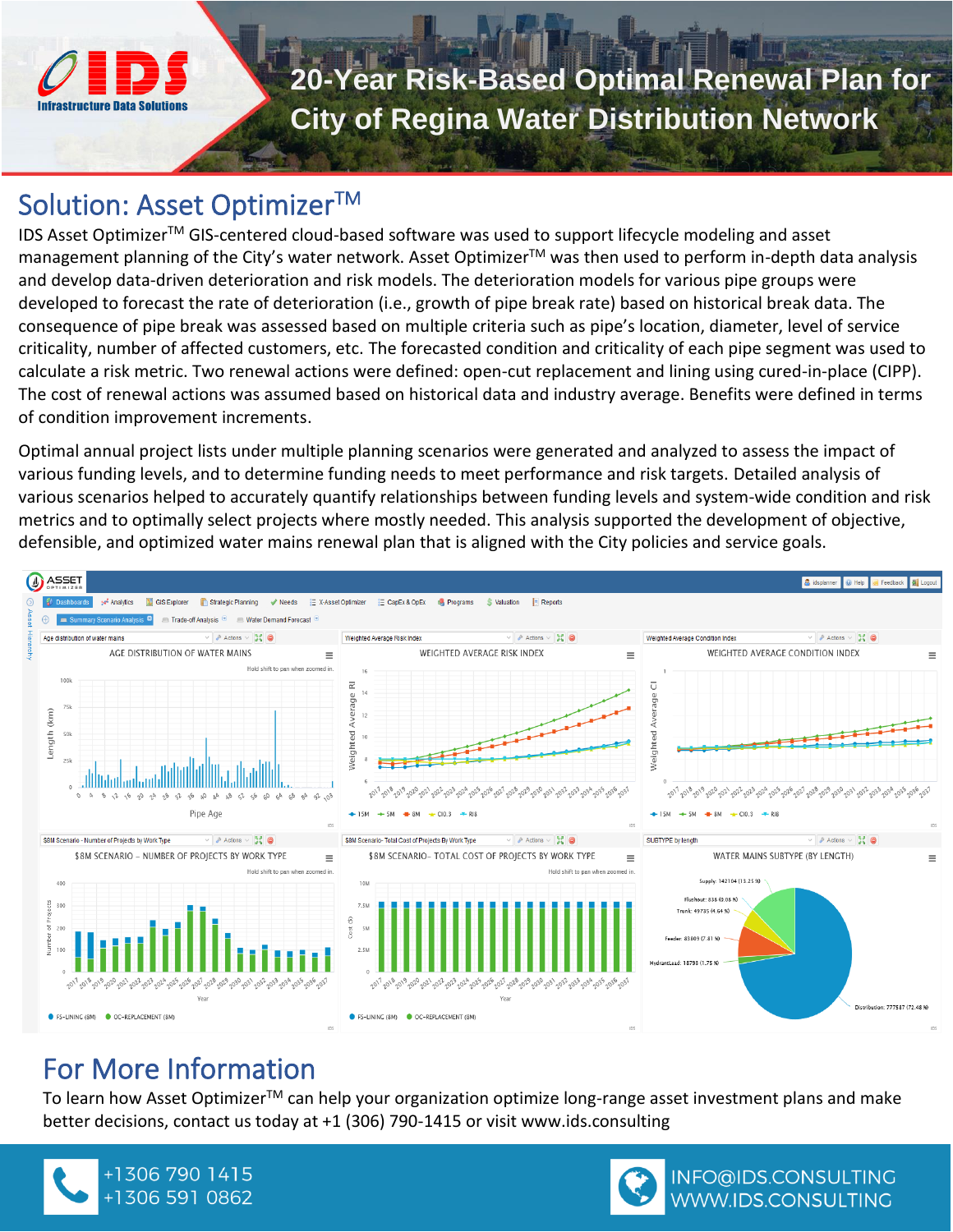# 20-Year Risk-Based Optimal Renewal Plan for City of Regina Water Distribution Network

## Solution: Asset Optimizer™

IDS Asset Optimizer™ GIS-centered cloud-based software was used to support lifecycle modeling and asset management planning of the City's water network. Asset Optimizer™ was then used to perform in-depth data analysis and develop data-driven deterioration and risk models. The deterioration models for various pipe groups were developed to forecast the rate of deterioration (i.e., growth of pipe break rate) based on historical break data. The consequence of pipe break was assessed based on multiple criteria such as pipe's location, diameter, level of service criticality, number of affected customers, etc. The forecasted condition and criticality of each pipe segment was used to calculate a risk metric. Two renewal actions were defined: open-cut replacement and lining using cured-in-place (CIPP). The cost of renewal actions was assumed based on historical data and industry average. Benefits were defined in terms of condition improvement increments.

Optimal annual project lists under multiple planning scenarios were generated and analyzed to assess the impact of various funding levels, and to determine funding needs to meet performance and risk targets. Detailed analysis of various scenarios helped to accurately quantify relationships between funding levels and system-wide condition and risk metrics and to optimally select projects where mostly needed. This analysis supported the development of objective, defensible, and optimized water mains renewal plan that is aligned with the City policies and service goals.

AGE DISTRIBUTION OF WATER MAINS

WEIGHTED AVERAGE RISK INDEX

WEIGHTED AVERAGE CONDITION INDEX

$8M SCENARIO – NUMBER OF PROJECTS BY WORK TYPE

$8M SCENARIO– TOTAL COST OF PROJECTS BY WORK TYPE

WATER MAINS SUBTYPE (BY LENGTH)

## For More Information

To learn how Asset Optimizer™ can help your organization optimize long-range asset investment plans and make better decisions, contact us today at +1 (306) 790-1415 or visit www.ids.consulting

+1306 790 1415
+1306 591 0862

INFO@IDS.CONSULTING
WWW.IDS.CONSULTING